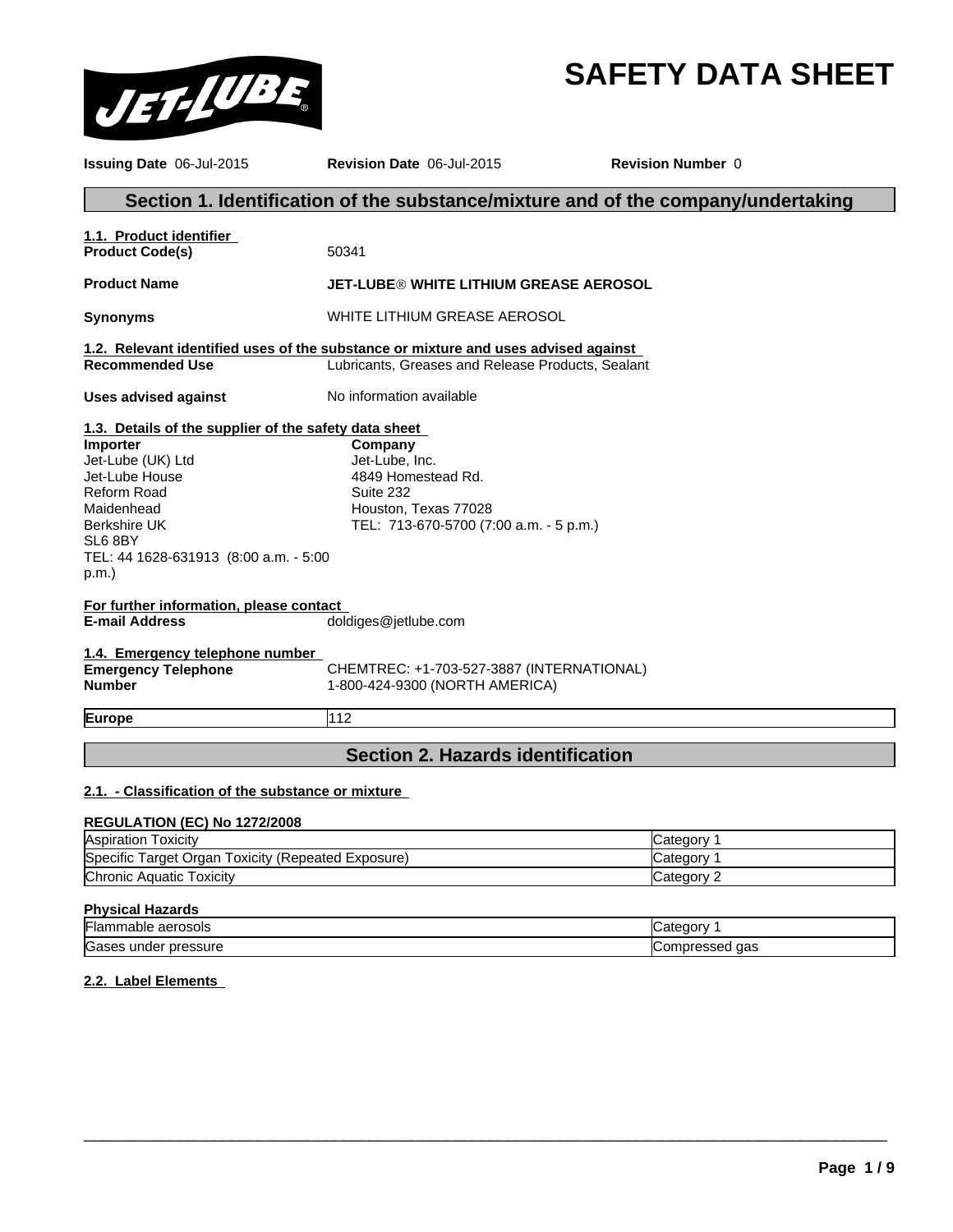# SAFETY DATA SHEET

**Issuing Date** 06-Jul-2015 **Revision Date** 06-Jul-2015 **Revision Number** 0

## Section 1. Identification of the substance/mixture and of the company/undertaking

**1.1. Product identifier**

**Product Code(s)** 50341

**Product Name** **JET-LUBE® WHITE LITHIUM GREASE AEROSOL**

**Synonyms** WHITE LITHIUM GREASE AEROSOL

**1.2. Relevant identified uses of the substance or mixture and uses advised against**

**Recommended Use** Lubricants, Greases and Release Products, Sealant

**Uses advised against** No information available

**1.3. Details of the supplier of the safety data sheet**

**Importer**
Jet-Lube (UK) Ltd
Jet-Lube House
Reform Road
Maidenhead
Berkshire UK
SL6 8BY
TEL: 44 1628-631913 (8:00 a.m. - 5:00 p.m.)

**Company**
Jet-Lube, Inc.
4849 Homestead Rd.
Suite 232
Houston, Texas 77028
TEL: 713-670-5700 (7:00 a.m. - 5 p.m.)

**For further information, please contact**

**E-mail Address** doldiges@jetlube.com

**1.4. Emergency telephone number**

**Emergency Telephone Number** CHEMTREC: +1-703-527-3887 (INTERNATIONAL)
1-800-424-9300 (NORTH AMERICA)

| **Europe** | 112 |
|---|---|

## Section 2. Hazards identification

**2.1. - Classification of the substance or mixture**

**REGULATION (EC) No 1272/2008**

| Aspiration Toxicity | Category 1 |
|---|---|
| Specific Target Organ Toxicity (Repeated Exposure) | Category 1 |
| Chronic Aquatic Toxicity | Category 2 |

**Physical Hazards**

| Flammable aerosols | Category 1 |
|---|---|
| Gases under pressure | Compressed gas |

**2.2. Label Elements**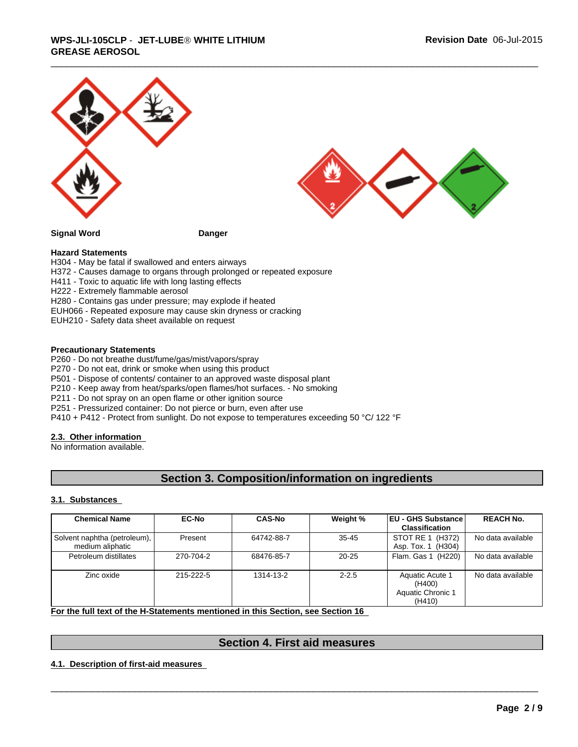**Signal Word** **Danger**

**Hazard Statements**

H304 - May be fatal if swallowed and enters airways
H372 - Causes damage to organs through prolonged or repeated exposure
H411 - Toxic to aquatic life with long lasting effects
H222 - Extremely flammable aerosol
H280 - Contains gas under pressure; may explode if heated
EUH066 - Repeated exposure may cause skin dryness or cracking
EUH210 - Safety data sheet available on request

**Precautionary Statements**

P260 - Do not breathe dust/fume/gas/mist/vapors/spray
P270 - Do not eat, drink or smoke when using this product
P501 - Dispose of contents/ container to an approved waste disposal plant
P210 - Keep away from heat/sparks/open flames/hot surfaces. - No smoking
P211 - Do not spray on an open flame or other ignition source
P251 - Pressurized container: Do not pierce or burn, even after use
P410 + P412 - Protect from sunlight. Do not expose to temperatures exceeding 50 °C/ 122 °F

### 2.3. Other information

No information available.

## Section 3. Composition/information on ingredients

### 3.1. Substances

| Chemical Name | EC-No | CAS-No | Weight % | EU - GHS Substance Classification | REACH No. |
|---|---|---|---|---|---|
| Solvent naphtha (petroleum), medium aliphatic | Present | 64742-88-7 | 35-45 | STOT RE 1 (H372) Asp. Tox. 1 (H304) | No data available |
| Petroleum distillates | 270-704-2 | 68476-85-7 | 20-25 | Flam. Gas 1 (H220) | No data available |
| Zinc oxide | 215-222-5 | 1314-13-2 | 2-2.5 | Aquatic Acute 1 (H400) Aquatic Chronic 1 (H410) | No data available |

**For the full text of the H-Statements mentioned in this Section, see Section 16**

## Section 4. First aid measures

### 4.1. Description of first-aid measures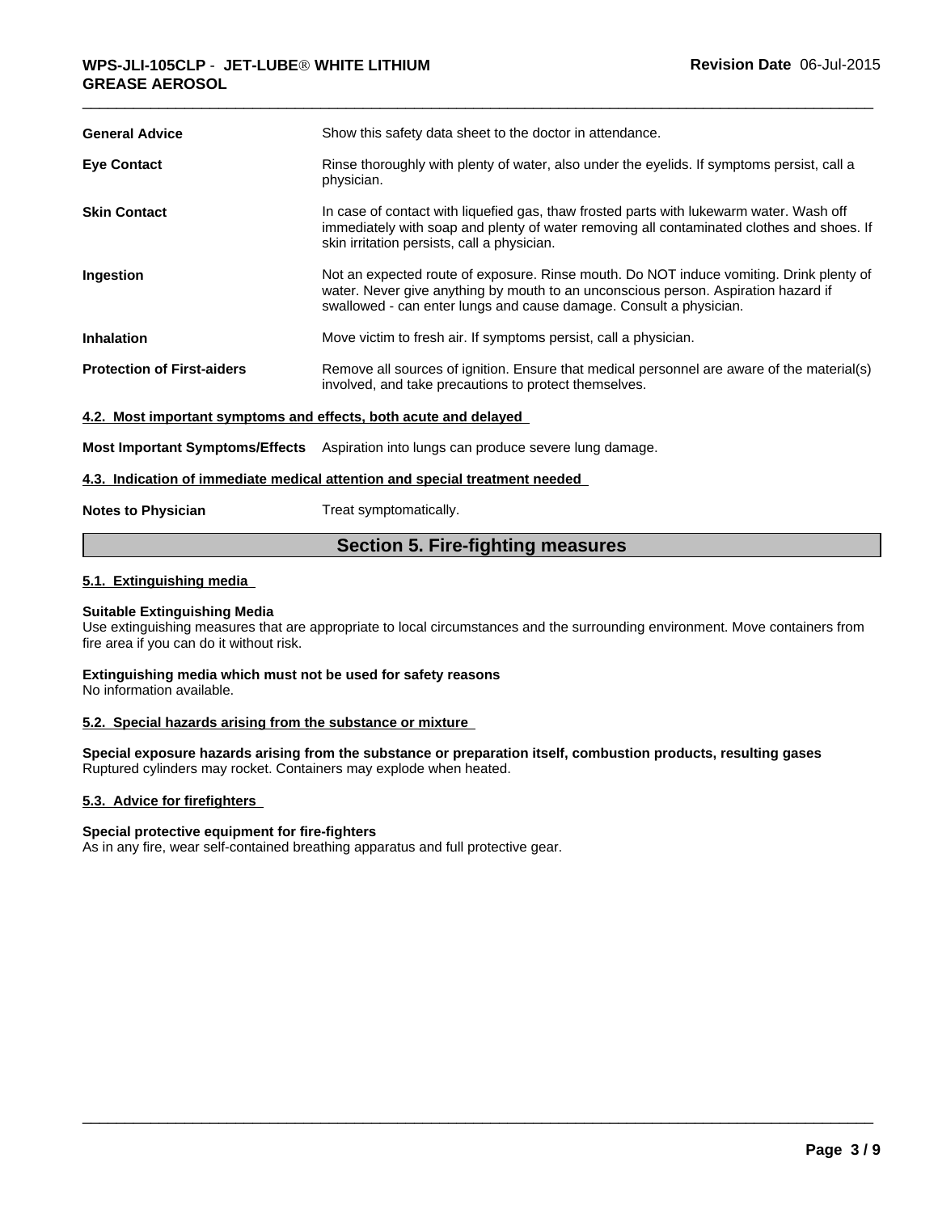| | |
|---|---|
| **General Advice** | Show this safety data sheet to the doctor in attendance. |
| **Eye Contact** | Rinse thoroughly with plenty of water, also under the eyelids. If symptoms persist, call a physician. |
| **Skin Contact** | In case of contact with liquefied gas, thaw frosted parts with lukewarm water. Wash off immediately with soap and plenty of water removing all contaminated clothes and shoes. If skin irritation persists, call a physician. |
| **Ingestion** | Not an expected route of exposure. Rinse mouth. Do NOT induce vomiting. Drink plenty of water. Never give anything by mouth to an unconscious person. Aspiration hazard if swallowed - can enter lungs and cause damage. Consult a physician. |
| **Inhalation** | Move victim to fresh air. If symptoms persist, call a physician. |
| **Protection of First-aiders** | Remove all sources of ignition. Ensure that medical personnel are aware of the material(s) involved, and take precautions to protect themselves. |

### 4.2. Most important symptoms and effects, both acute and delayed

**Most Important Symptoms/Effects** Aspiration into lungs can produce severe lung damage.

### 4.3. Indication of immediate medical attention and special treatment needed

**Notes to Physician** Treat symptomatically.

## Section 5. Fire-fighting measures

### 5.1. Extinguishing media

**Suitable Extinguishing Media**
Use extinguishing measures that are appropriate to local circumstances and the surrounding environment. Move containers from fire area if you can do it without risk.

**Extinguishing media which must not be used for safety reasons**
No information available.

### 5.2. Special hazards arising from the substance or mixture

**Special exposure hazards arising from the substance or preparation itself, combustion products, resulting gases**
Ruptured cylinders may rocket. Containers may explode when heated.

### 5.3. Advice for firefighters

**Special protective equipment for fire-fighters**
As in any fire, wear self-contained breathing apparatus and full protective gear.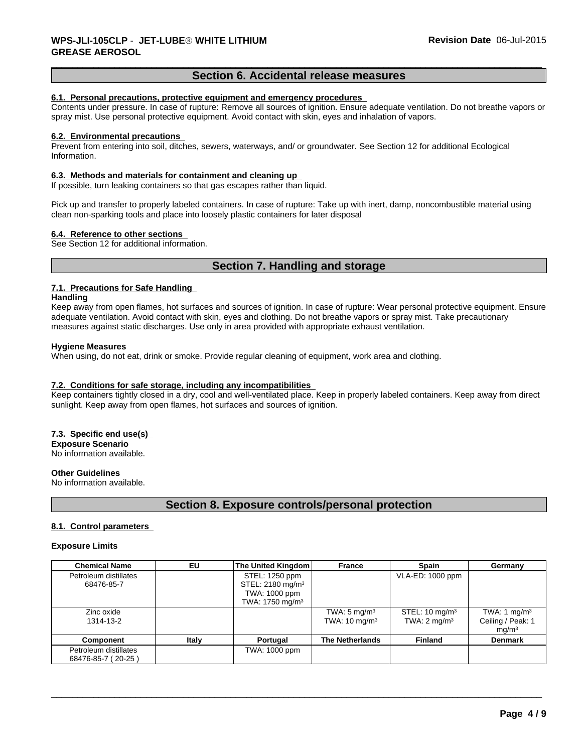## Section 6. Accidental release measures

### 6.1. Personal precautions, protective equipment and emergency procedures

Contents under pressure. In case of rupture: Remove all sources of ignition. Ensure adequate ventilation. Do not breathe vapors or spray mist. Use personal protective equipment. Avoid contact with skin, eyes and inhalation of vapors.

### 6.2. Environmental precautions

Prevent from entering into soil, ditches, sewers, waterways, and/ or groundwater. See Section 12 for additional Ecological Information.

### 6.3. Methods and materials for containment and cleaning up

If possible, turn leaking containers so that gas escapes rather than liquid.

Pick up and transfer to properly labeled containers. In case of rupture: Take up with inert, damp, noncombustible material using clean non-sparking tools and place into loosely plastic containers for later disposal

### 6.4. Reference to other sections

See Section 12 for additional information.

## Section 7. Handling and storage

### 7.1. Precautions for Safe Handling

**Handling**

Keep away from open flames, hot surfaces and sources of ignition. In case of rupture: Wear personal protective equipment. Ensure adequate ventilation. Avoid contact with skin, eyes and clothing. Do not breathe vapors or spray mist. Take precautionary measures against static discharges. Use only in area provided with appropriate exhaust ventilation.

**Hygiene Measures**

When using, do not eat, drink or smoke. Provide regular cleaning of equipment, work area and clothing.

### 7.2. Conditions for safe storage, including any incompatibilities

Keep containers tightly closed in a dry, cool and well-ventilated place. Keep in properly labeled containers. Keep away from direct sunlight. Keep away from open flames, hot surfaces and sources of ignition.

### 7.3. Specific end use(s)

**Exposure Scenario**

No information available.

**Other Guidelines**

No information available.

## Section 8. Exposure controls/personal protection

### 8.1. Control parameters

**Exposure Limits**

| Chemical Name | EU | The United Kingdom | France | Spain | Germany |
|---|---|---|---|---|---|
| Petroleum distillates 68476-85-7 | | STEL: 1250 ppm STEL: 2180 mg/m³ TWA: 1000 ppm TWA: 1750 mg/m³ | | VLA-ED: 1000 ppm | |
| Zinc oxide 1314-13-2 | | | TWA: 5 mg/m³ TWA: 10 mg/m³ | STEL: 10 mg/m³ TWA: 2 mg/m³ | TWA: 1 mg/m³ Ceiling / Peak: 1 mg/m³ |
| **Component** | **Italy** | **Portugal** | **The Netherlands** | **Finland** | **Denmark** |
| Petroleum distillates 68476-85-7 ( 20-25 ) | | TWA: 1000 ppm | | | |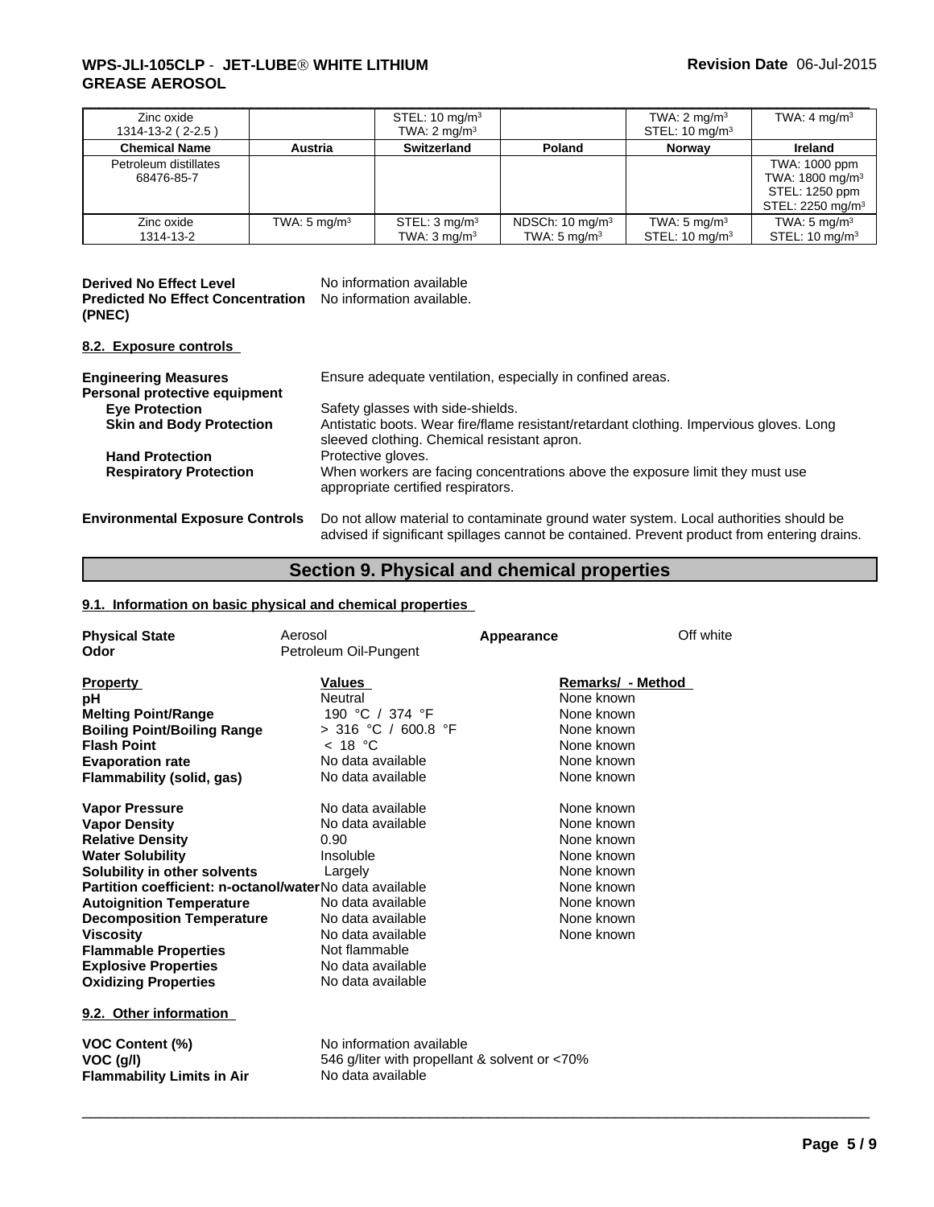| Zinc oxide 1314-13-2 ( 2-2.5 ) | | STEL: 10 mg/m³ TWA: 2 mg/m³ | | TWA: 2 mg/m³ STEL: 10 mg/m³ | TWA: 4 mg/m³ |
|---|---|---|---|---|---|
| **Chemical Name** | **Austria** | **Switzerland** | **Poland** | **Norway** | **Ireland** |
| Petroleum distillates 68476-85-7 | | | | | TWA: 1000 ppm TWA: 1800 mg/m³ STEL: 1250 ppm STEL: 2250 mg/m³ |
| Zinc oxide 1314-13-2 | TWA: 5 mg/m³ | STEL: 3 mg/m³ TWA: 3 mg/m³ | NDSCh: 10 mg/m³ TWA: 5 mg/m³ | TWA: 5 mg/m³ STEL: 10 mg/m³ | TWA: 5 mg/m³ STEL: 10 mg/m³ |

**Derived No Effect Level** No information available

**Predicted No Effect Concentration (PNEC)** No information available.

### 8.2. Exposure controls

**Engineering Measures** Ensure adequate ventilation, especially in confined areas.

**Personal protective equipment**

- **Eye Protection** Safety glasses with side-shields.
- **Skin and Body Protection** Antistatic boots. Wear fire/flame resistant/retardant clothing. Impervious gloves. Long sleeved clothing. Chemical resistant apron.
- **Hand Protection** Protective gloves.
- **Respiratory Protection** When workers are facing concentrations above the exposure limit they must use appropriate certified respirators.

**Environmental Exposure Controls** Do not allow material to contaminate ground water system. Local authorities should be advised if significant spillages cannot be contained. Prevent product from entering drains.

## Section 9. Physical and chemical properties

### 9.1. Information on basic physical and chemical properties

**Physical State** Aerosol **Appearance** Off white

**Odor** Petroleum Oil-Pungent

| Property | Values | Remarks/ - Method |
|---|---|---|
| **pH** | Neutral | None known |
| **Melting Point/Range** | 190 °C / 374 °F | None known |
| **Boiling Point/Boiling Range** | > 316 °C / 600.8 °F | None known |
| **Flash Point** | < 18 °C | None known |
| **Evaporation rate** | No data available | None known |
| **Flammability (solid, gas)** | No data available | None known |
| **Vapor Pressure** | No data available | None known |
| **Vapor Density** | No data available | None known |
| **Relative Density** | 0.90 | None known |
| **Water Solubility** | Insoluble | None known |
| **Solubility in other solvents** | Largely | None known |
| **Partition coefficient: n-octanol/water** | No data available | None known |
| **Autoignition Temperature** | No data available | None known |
| **Decomposition Temperature** | No data available | None known |
| **Viscosity** | No data available | None known |
| **Flammable Properties** | Not flammable | |
| **Explosive Properties** | No data available | |
| **Oxidizing Properties** | No data available | |

### 9.2. Other information

**VOC Content (%)** No information available

**VOC (g/l)** 546 g/liter with propellant & solvent or <70%

**Flammability Limits in Air** No data available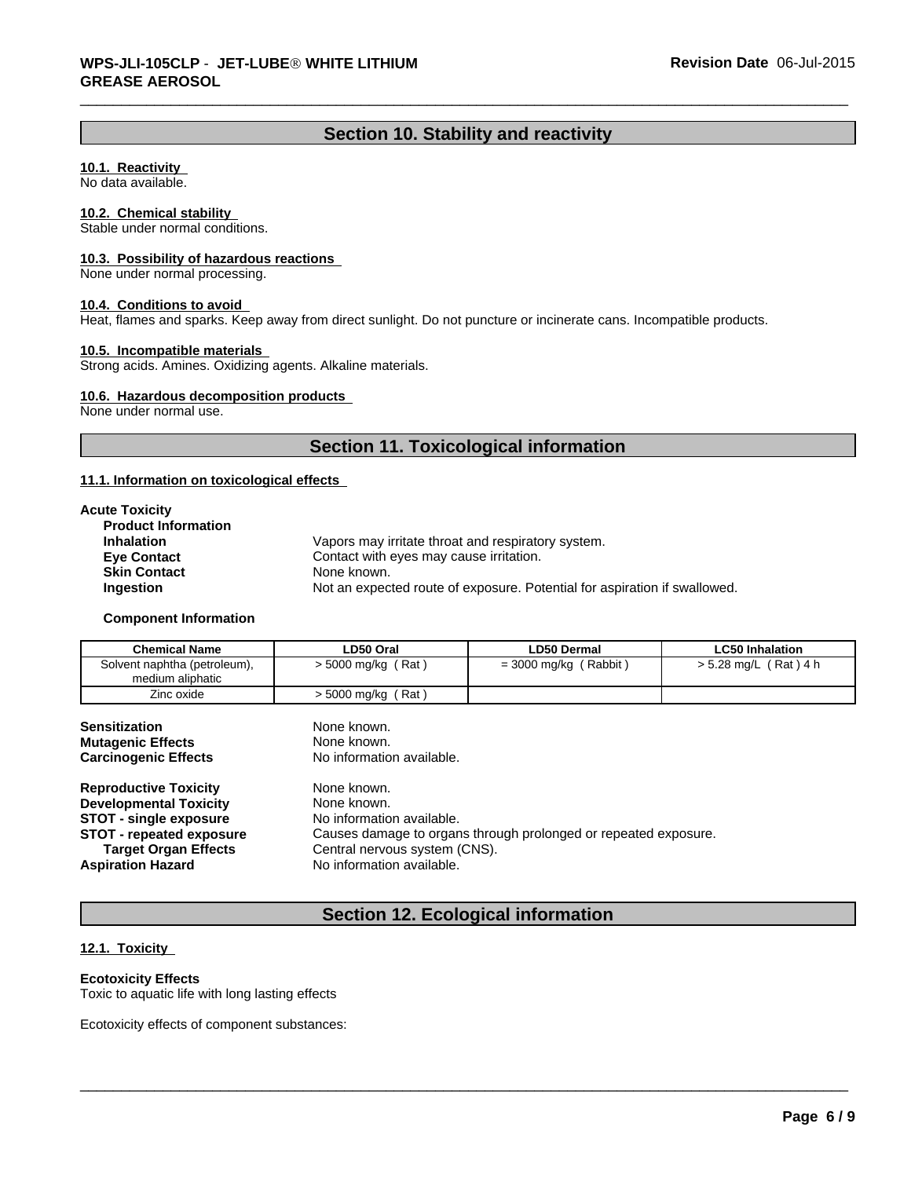## Section 10. Stability and reactivity

**10.1. Reactivity**
No data available.

**10.2. Chemical stability**
Stable under normal conditions.

**10.3. Possibility of hazardous reactions**
None under normal processing.

**10.4. Conditions to avoid**
Heat, flames and sparks. Keep away from direct sunlight. Do not puncture or incinerate cans. Incompatible products.

**10.5. Incompatible materials**
Strong acids. Amines. Oxidizing agents. Alkaline materials.

**10.6. Hazardous decomposition products**
None under normal use.

## Section 11. Toxicological information

**11.1. Information on toxicological effects**

**Acute Toxicity**

**Product Information**

| | |
|---|---|
| **Inhalation** | Vapors may irritate throat and respiratory system. |
| **Eye Contact** | Contact with eyes may cause irritation. |
| **Skin Contact** | None known. |
| **Ingestion** | Not an expected route of exposure. Potential for aspiration if swallowed. |

**Component Information**

| Chemical Name | LD50 Oral | LD50 Dermal | LC50 Inhalation |
|---|---|---|---|
| Solvent naphtha (petroleum), medium aliphatic | > 5000 mg/kg ( Rat ) | = 3000 mg/kg ( Rabbit ) | > 5.28 mg/L ( Rat ) 4 h |
| Zinc oxide | > 5000 mg/kg ( Rat ) | | |

| | |
|---|---|
| **Sensitization** | None known. |
| **Mutagenic Effects** | None known. |
| **Carcinogenic Effects** | No information available. |
| **Reproductive Toxicity** | None known. |
| **Developmental Toxicity** | None known. |
| **STOT - single exposure** | No information available. |
| **STOT - repeated exposure** | Causes damage to organs through prolonged or repeated exposure. |
| **Target Organ Effects** | Central nervous system (CNS). |
| **Aspiration Hazard** | No information available. |

## Section 12. Ecological information

**12.1. Toxicity**

**Ecotoxicity Effects**
Toxic to aquatic life with long lasting effects

Ecotoxicity effects of component substances: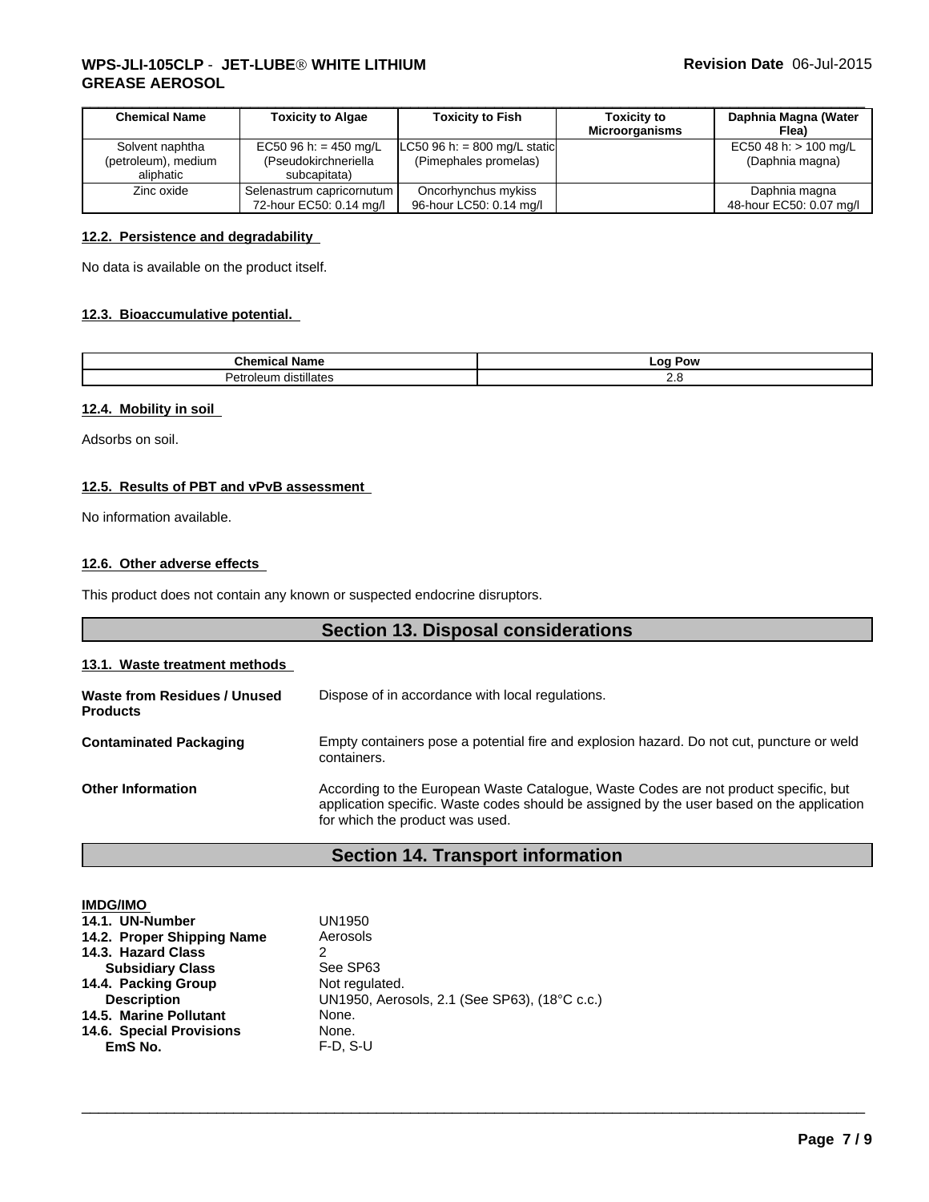| Chemical Name | Toxicity to Algae | Toxicity to Fish | Toxicity to Microorganisms | Daphnia Magna (Water Flea) |
|---|---|---|---|---|
| Solvent naphtha (petroleum), medium aliphatic | EC50 96 h: = 450 mg/L (Pseudokirchneriella subcapitata) | LC50 96 h: = 800 mg/L static (Pimephales promelas) | | EC50 48 h: > 100 mg/L (Daphnia magna) |
| Zinc oxide | Selenastrum capricornutum 72-hour EC50: 0.14 mg/l | Oncorhynchus mykiss 96-hour LC50: 0.14 mg/l | | Daphnia magna 48-hour EC50: 0.07 mg/l |

**12.2. Persistence and degradability**

No data is available on the product itself.

**12.3. Bioaccumulative potential.**

| Chemical Name | Log Pow |
|---|---|
| Petroleum distillates | 2.8 |

**12.4. Mobility in soil**

Adsorbs on soil.

**12.5. Results of PBT and vPvB assessment**

No information available.

**12.6. Other adverse effects**

This product does not contain any known or suspected endocrine disruptors.

## Section 13. Disposal considerations

**13.1. Waste treatment methods**

**Waste from Residues / Unused Products**
Dispose of in accordance with local regulations.

**Contaminated Packaging**
Empty containers pose a potential fire and explosion hazard. Do not cut, puncture or weld containers.

**Other Information**
According to the European Waste Catalogue, Waste Codes are not product specific, but application specific. Waste codes should be assigned by the user based on the application for which the product was used.

## Section 14. Transport information

**IMDG/IMO**

| | |
|---|---|
| **14.1. UN-Number** | UN1950 |
| **14.2. Proper Shipping Name** | Aerosols |
| **14.3. Hazard Class** | 2 |
| **Subsidiary Class** | See SP63 |
| **14.4. Packing Group** | Not regulated. |
| **Description** | UN1950, Aerosols, 2.1 (See SP63), (18°C c.c.) |
| **14.5. Marine Pollutant** | None. |
| **14.6. Special Provisions** | None. |
| **EmS No.** | F-D, S-U |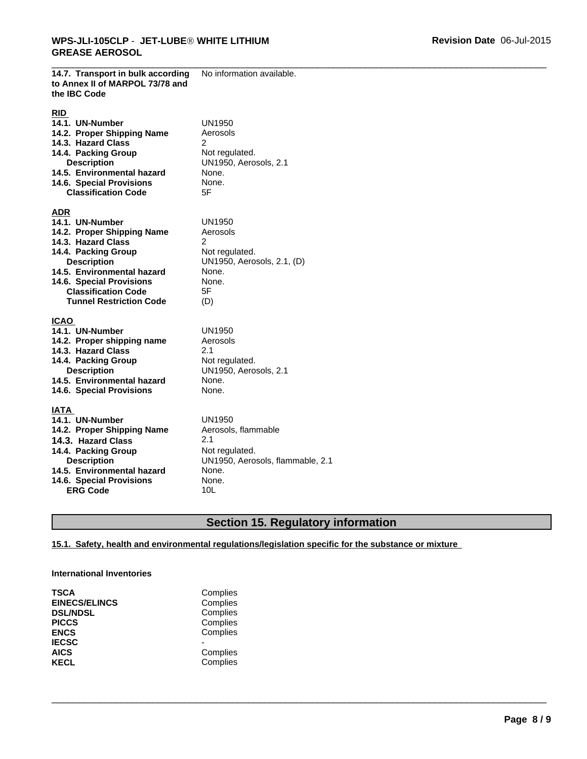| | |
|---|---|
| **14.7. Transport in bulk according to Annex II of MARPOL 73/78 and the IBC Code** | No information available. |

**RID**

| | |
|---|---|
| **14.1. UN-Number** | UN1950 |
| **14.2. Proper Shipping Name** | Aerosols |
| **14.3. Hazard Class** | 2 |
| **14.4. Packing Group** | Not regulated. |
| **Description** | UN1950, Aerosols, 2.1 |
| **14.5. Environmental hazard** | None. |
| **14.6. Special Provisions** | None. |
| **Classification Code** | 5F |

**ADR**

| | |
|---|---|
| **14.1. UN-Number** | UN1950 |
| **14.2. Proper Shipping Name** | Aerosols |
| **14.3. Hazard Class** | 2 |
| **14.4. Packing Group** | Not regulated. |
| **Description** | UN1950, Aerosols, 2.1, (D) |
| **14.5. Environmental hazard** | None. |
| **14.6. Special Provisions** | None. |
| **Classification Code** | 5F |
| **Tunnel Restriction Code** | (D) |

**ICAO**

| | |
|---|---|
| **14.1. UN-Number** | UN1950 |
| **14.2. Proper shipping name** | Aerosols |
| **14.3. Hazard Class** | 2.1 |
| **14.4. Packing Group** | Not regulated. |
| **Description** | UN1950, Aerosols, 2.1 |
| **14.5. Environmental hazard** | None. |
| **14.6. Special Provisions** | None. |

**IATA**

| | |
|---|---|
| **14.1. UN-Number** | UN1950 |
| **14.2. Proper Shipping Name** | Aerosols, flammable |
| **14.3. Hazard Class** | 2.1 |
| **14.4. Packing Group** | Not regulated. |
| **Description** | UN1950, Aerosols, flammable, 2.1 |
| **14.5. Environmental hazard** | None. |
| **14.6. Special Provisions** | None. |
| **ERG Code** | 10L |

## Section 15. Regulatory information

### 15.1. Safety, health and environmental regulations/legislation specific for the substance or mixture

**International Inventories**

| | |
|---|---|
| **TSCA** | Complies |
| **EINECS/ELINCS** | Complies |
| **DSL/NDSL** | Complies |
| **PICCS** | Complies |
| **ENCS** | Complies |
| **IECSC** | - |
| **AICS** | Complies |
| **KECL** | Complies |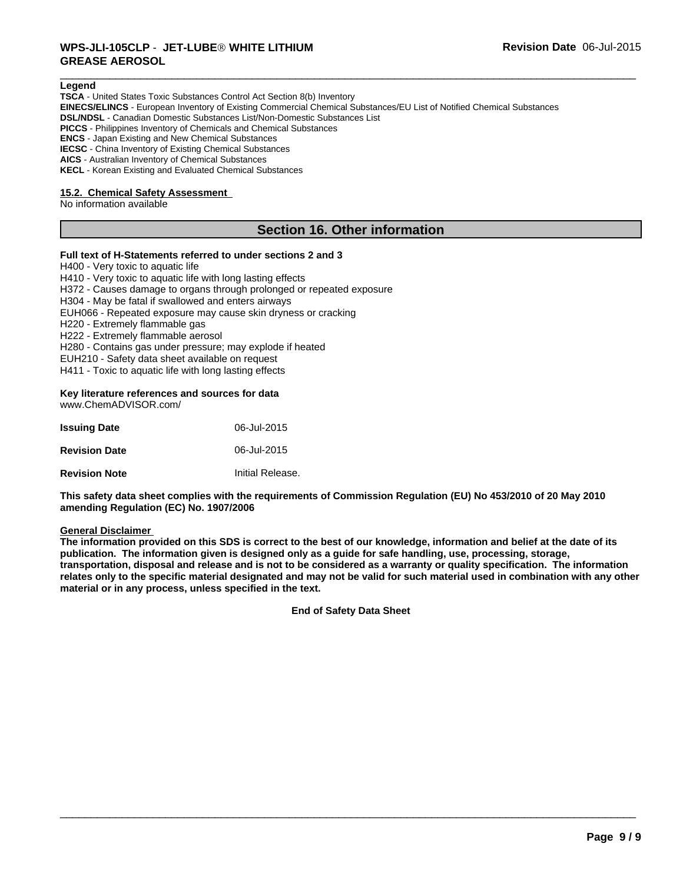**Legend**

**TSCA** - United States Toxic Substances Control Act Section 8(b) Inventory
**EINECS/ELINCS** - European Inventory of Existing Commercial Chemical Substances/EU List of Notified Chemical Substances
**DSL/NDSL** - Canadian Domestic Substances List/Non-Domestic Substances List
**PICCS** - Philippines Inventory of Chemicals and Chemical Substances
**ENCS** - Japan Existing and New Chemical Substances
**IECSC** - China Inventory of Existing Chemical Substances
**AICS** - Australian Inventory of Chemical Substances
**KECL** - Korean Existing and Evaluated Chemical Substances

**15.2. Chemical Safety Assessment**

No information available

## Section 16. Other information

**Full text of H-Statements referred to under sections 2 and 3**

H400 - Very toxic to aquatic life
H410 - Very toxic to aquatic life with long lasting effects
H372 - Causes damage to organs through prolonged or repeated exposure
H304 - May be fatal if swallowed and enters airways
EUH066 - Repeated exposure may cause skin dryness or cracking
H220 - Extremely flammable gas
H222 - Extremely flammable aerosol
H280 - Contains gas under pressure; may explode if heated
EUH210 - Safety data sheet available on request
H411 - Toxic to aquatic life with long lasting effects

**Key literature references and sources for data**

www.ChemADVISOR.com/

| | |
|---|---|
| **Issuing Date** | 06-Jul-2015 |
| **Revision Date** | 06-Jul-2015 |
| **Revision Note** | Initial Release. |

**This safety data sheet complies with the requirements of Commission Regulation (EU) No 453/2010 of 20 May 2010 amending Regulation (EC) No. 1907/2006**

**General Disclaimer**

**The information provided on this SDS is correct to the best of our knowledge, information and belief at the date of its publication. The information given is designed only as a guide for safe handling, use, processing, storage, transportation, disposal and release and is not to be considered as a warranty or quality specification. The information relates only to the specific material designated and may not be valid for such material used in combination with any other material or in any process, unless specified in the text.**

**End of Safety Data Sheet**